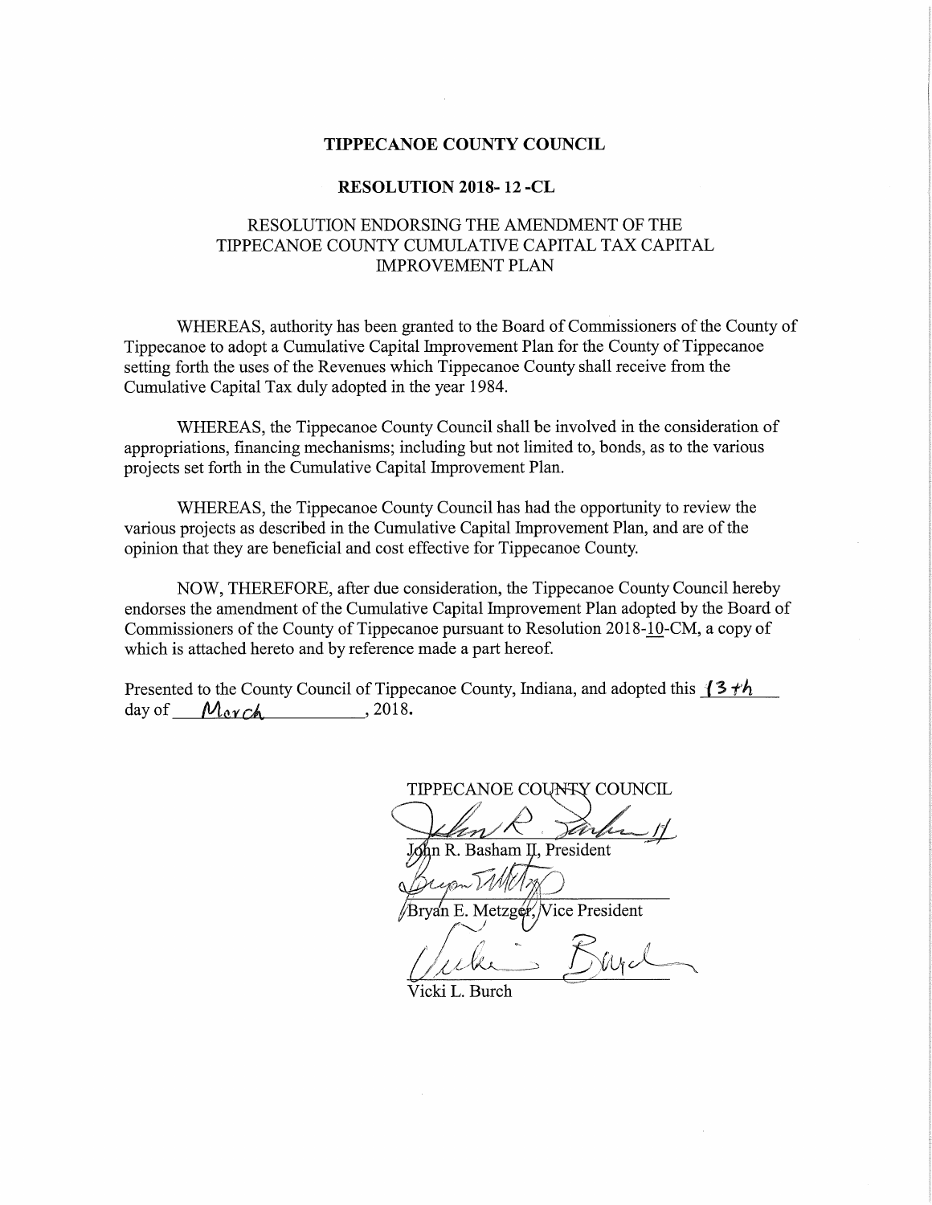**TIPPECANOE COUNTY COUNCIL**

**RESOLUTION 2018- 12 -CL**

RESOLUTION ENDORSING THE AMENDMENT OF THE TIPPECANOE COUNTY CUMULATIVE CAPITAL TAX CAPITAL IMPROVEMENT PLAN

WHEREAS, authority has been granted to the Board of Commissioners of the County of Tippecanoe to adopt a Cumulative Capital Improvement Plan for the County of Tippecanoe setting forth the uses of the Revenues which Tippecanoe County shall receive from the Cumulative Capital Tax duly adopted in the year 1984.

WHEREAS, the Tippecanoe County Council shall be involved in the consideration of appropriations, financing mechanisms; including but not limited to, bonds, as to the various projects set forth in the Cumulative Capital Improvement Plan.

WHEREAS, the Tippecanoe County Council has had the opportunity to review the various projects as described in the Cumulative Capital Improvement Plan, and are of the opinion that they are beneficial and cost effective for Tippecanoe County.

NOW, THEREFORE, after due consideration, the Tippecanoe County Council hereby endorses the amendment of the Cumulative Capital Improvement Plan adopted by the Board of Commissioners of the County of Tippecanoe pursuant to Resolution 2018-10-CM, a copy of which is attached hereto and by reference made a part hereof.

Presented to the County Council of Tippecanoe County, Indiana, and adopted this 13th day of March, 2018.

TIPPECANOE COUNTY COUNCIL

John R. Basham II, President

Bryan E. Metzger, Vice President

Vicki L. Burch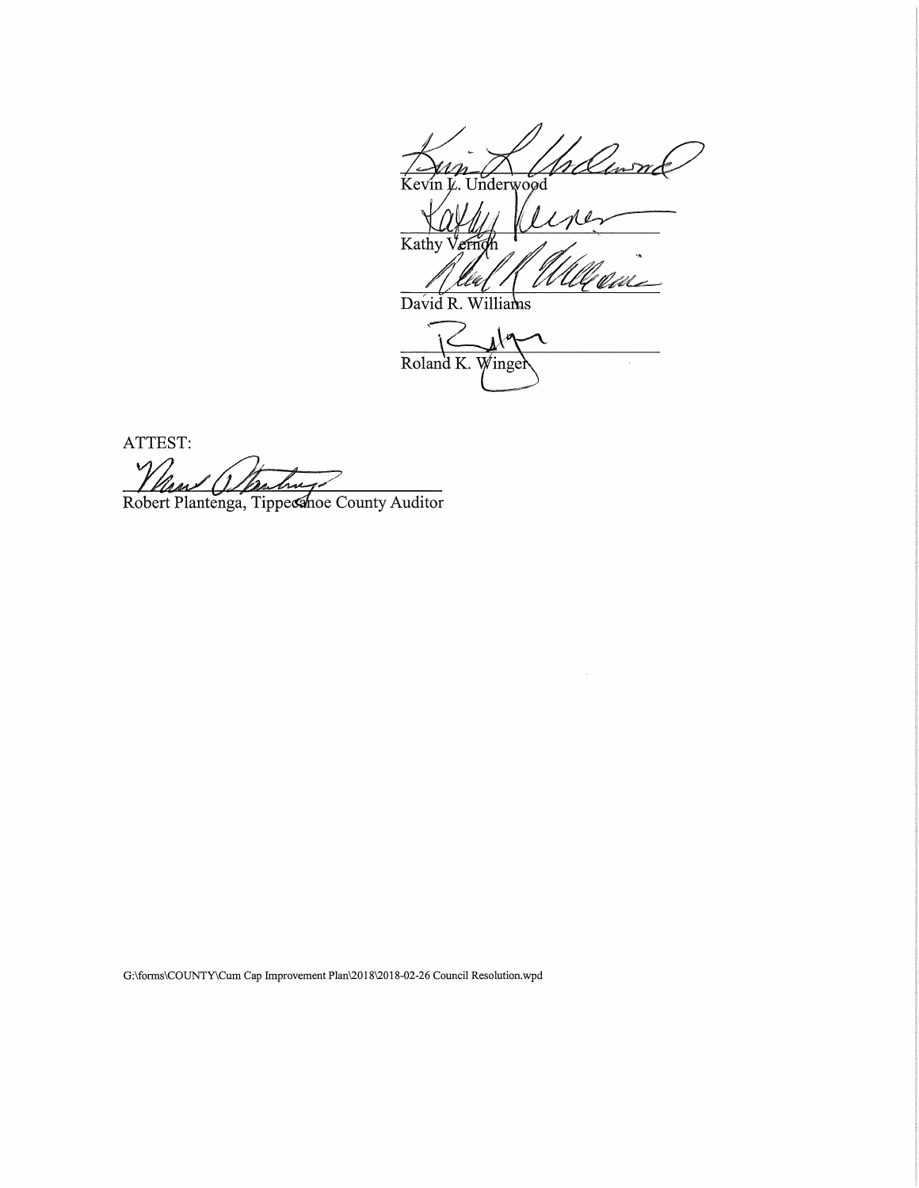Kevin L. Underwood

Kathy Vernon

David R. Williams

Roland K. Winger

ATTEST:

Robert Plantenga, Tippecanoe County Auditor

G:\forms\COUNTY\Cum Cap Improvement Plan\2018\2018-02-26 Council Resolution.wpd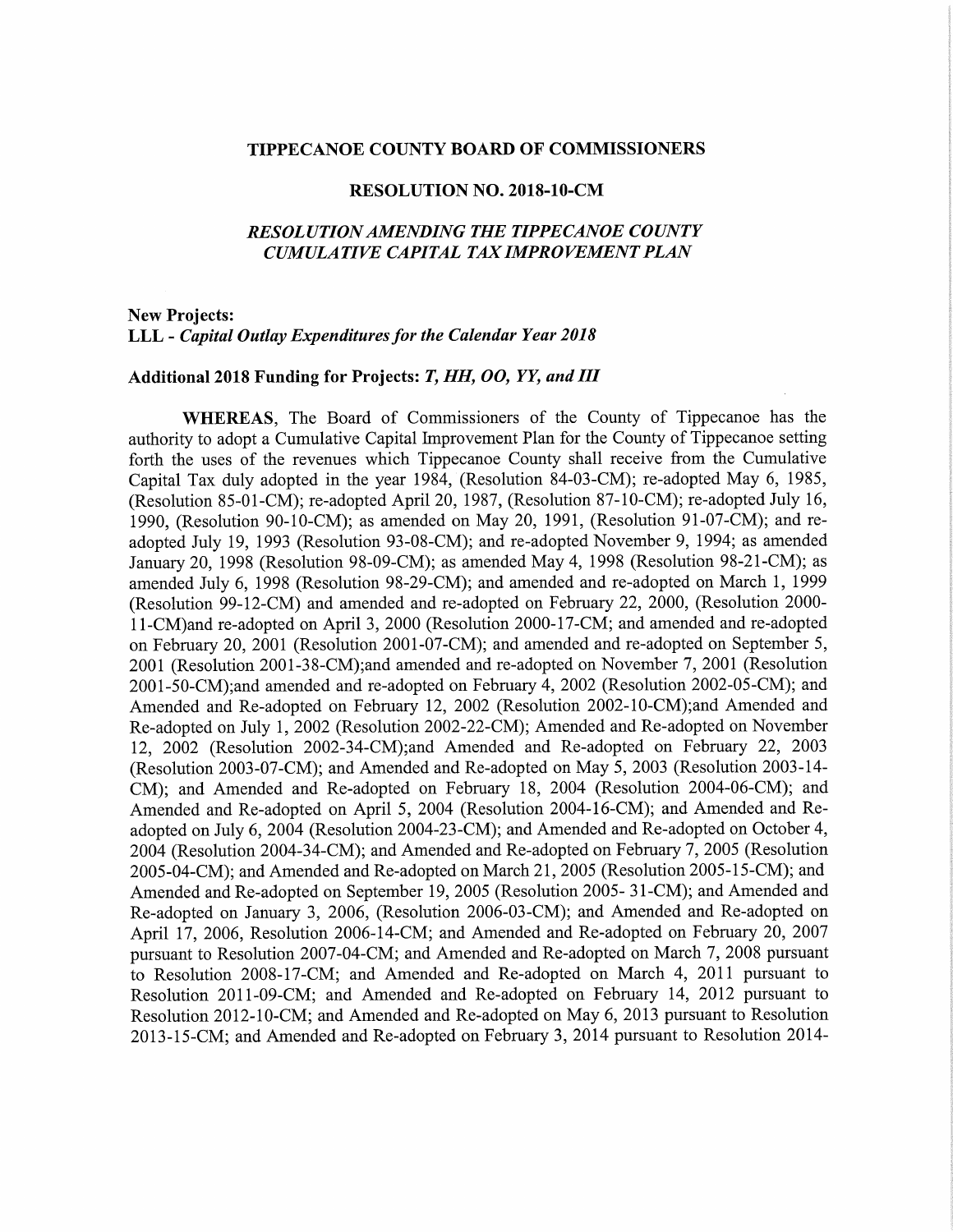**TIPPECANOE COUNTY BOARD OF COMMISSIONERS**

**RESOLUTION NO. 2018-10-CM**

***RESOLUTION AMENDING THE TIPPECANOE COUNTY CUMULATIVE CAPITAL TAX IMPROVEMENT PLAN***

**New Projects:**
**LLL -** ***Capital Outlay Expenditures for the Calendar Year 2018***

**Additional 2018 Funding for Projects:** ***T, HH, OO, YY, and III***

**WHEREAS**, The Board of Commissioners of the County of Tippecanoe has the authority to adopt a Cumulative Capital Improvement Plan for the County of Tippecanoe setting forth the uses of the revenues which Tippecanoe County shall receive from the Cumulative Capital Tax duly adopted in the year 1984, (Resolution 84-03-CM); re-adopted May 6, 1985, (Resolution 85-01-CM); re-adopted April 20, 1987, (Resolution 87-10-CM); re-adopted July 16, 1990, (Resolution 90-10-CM); as amended on May 20, 1991, (Resolution 91-07-CM); and re-adopted July 19, 1993 (Resolution 93-08-CM); and re-adopted November 9, 1994; as amended January 20, 1998 (Resolution 98-09-CM); as amended May 4, 1998 (Resolution 98-21-CM); as amended July 6, 1998 (Resolution 98-29-CM); and amended and re-adopted on March 1, 1999 (Resolution 99-12-CM) and amended and re-adopted on February 22, 2000, (Resolution 2000-11-CM)and re-adopted on April 3, 2000 (Resolution 2000-17-CM; and amended and re-adopted on February 20, 2001 (Resolution 2001-07-CM); and amended and re-adopted on September 5, 2001 (Resolution 2001-38-CM);and amended and re-adopted on November 7, 2001 (Resolution 2001-50-CM);and amended and re-adopted on February 4, 2002 (Resolution 2002-05-CM); and Amended and Re-adopted on February 12, 2002 (Resolution 2002-10-CM);and Amended and Re-adopted on July 1, 2002 (Resolution 2002-22-CM); Amended and Re-adopted on November 12, 2002 (Resolution 2002-34-CM);and Amended and Re-adopted on February 22, 2003 (Resolution 2003-07-CM); and Amended and Re-adopted on May 5, 2003 (Resolution 2003-14-CM); and Amended and Re-adopted on February 18, 2004 (Resolution 2004-06-CM); and Amended and Re-adopted on April 5, 2004 (Resolution 2004-16-CM); and Amended and Re-adopted on July 6, 2004 (Resolution 2004-23-CM); and Amended and Re-adopted on October 4, 2004 (Resolution 2004-34-CM); and Amended and Re-adopted on February 7, 2005 (Resolution 2005-04-CM); and Amended and Re-adopted on March 21, 2005 (Resolution 2005-15-CM); and Amended and Re-adopted on September 19, 2005 (Resolution 2005- 31-CM); and Amended and Re-adopted on January 3, 2006, (Resolution 2006-03-CM); and Amended and Re-adopted on April 17, 2006, Resolution 2006-14-CM; and Amended and Re-adopted on February 20, 2007 pursuant to Resolution 2007-04-CM; and Amended and Re-adopted on March 7, 2008 pursuant to Resolution 2008-17-CM; and Amended and Re-adopted on March 4, 2011 pursuant to Resolution 2011-09-CM; and Amended and Re-adopted on February 14, 2012 pursuant to Resolution 2012-10-CM; and Amended and Re-adopted on May 6, 2013 pursuant to Resolution 2013-15-CM; and Amended and Re-adopted on February 3, 2014 pursuant to Resolution 2014-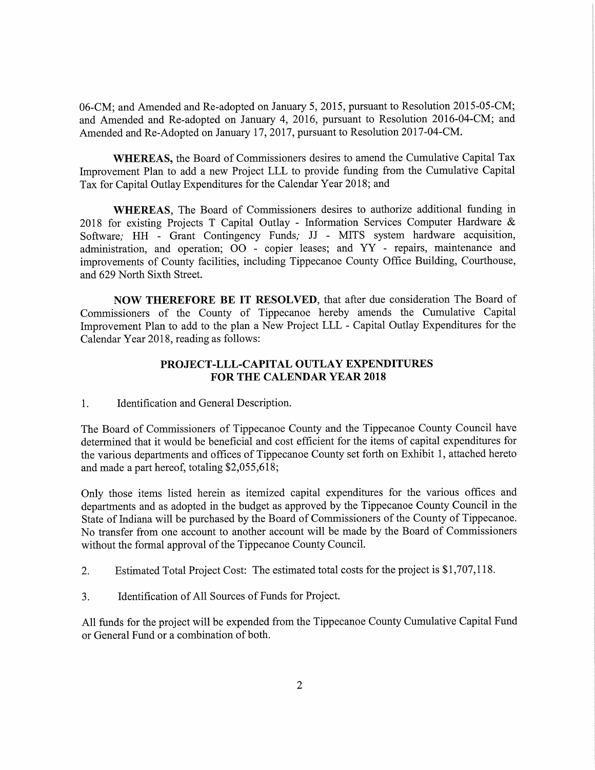06-CM; and Amended and Re-adopted on January 5, 2015, pursuant to Resolution 2015-05-CM; and Amended and Re-adopted on January 4, 2016, pursuant to Resolution 2016-04-CM; and Amended and Re-Adopted on January 17, 2017, pursuant to Resolution 2017-04-CM.

**WHEREAS,** the Board of Commissioners desires to amend the Cumulative Capital Tax Improvement Plan to add a new Project LLL to provide funding from the Cumulative Capital Tax for Capital Outlay Expenditures for the Calendar Year 2018; and

**WHEREAS**, The Board of Commissioners desires to authorize additional funding in 2018 for existing Projects T Capital Outlay - Information Services Computer Hardware & Software; HH - Grant Contingency Funds; JJ - MITS system hardware acquisition, administration, and operation; OO - copier leases; and YY - repairs, maintenance and improvements of County facilities, including Tippecanoe County Office Building, Courthouse, and 629 North Sixth Street.

**NOW THEREFORE BE IT RESOLVED**, that after due consideration The Board of Commissioners of the County of Tippecanoe hereby amends the Cumulative Capital Improvement Plan to add to the plan a New Project LLL - Capital Outlay Expenditures for the Calendar Year 2018, reading as follows:

## PROJECT-LLL-CAPITAL OUTLAY EXPENDITURES FOR THE CALENDAR YEAR 2018

1. Identification and General Description.

The Board of Commissioners of Tippecanoe County and the Tippecanoe County Council have determined that it would be beneficial and cost efficient for the items of capital expenditures for the various departments and offices of Tippecanoe County set forth on Exhibit 1, attached hereto and made a part hereof, totaling $2,055,618;

Only those items listed herein as itemized capital expenditures for the various offices and departments and as adopted in the budget as approved by the Tippecanoe County Council in the State of Indiana will be purchased by the Board of Commissioners of the County of Tippecanoe. No transfer from one account to another account will be made by the Board of Commissioners without the formal approval of the Tippecanoe County Council.

2. Estimated Total Project Cost: The estimated total costs for the project is $1,707,118.

3. Identification of All Sources of Funds for Project.

All funds for the project will be expended from the Tippecanoe County Cumulative Capital Fund or General Fund or a combination of both.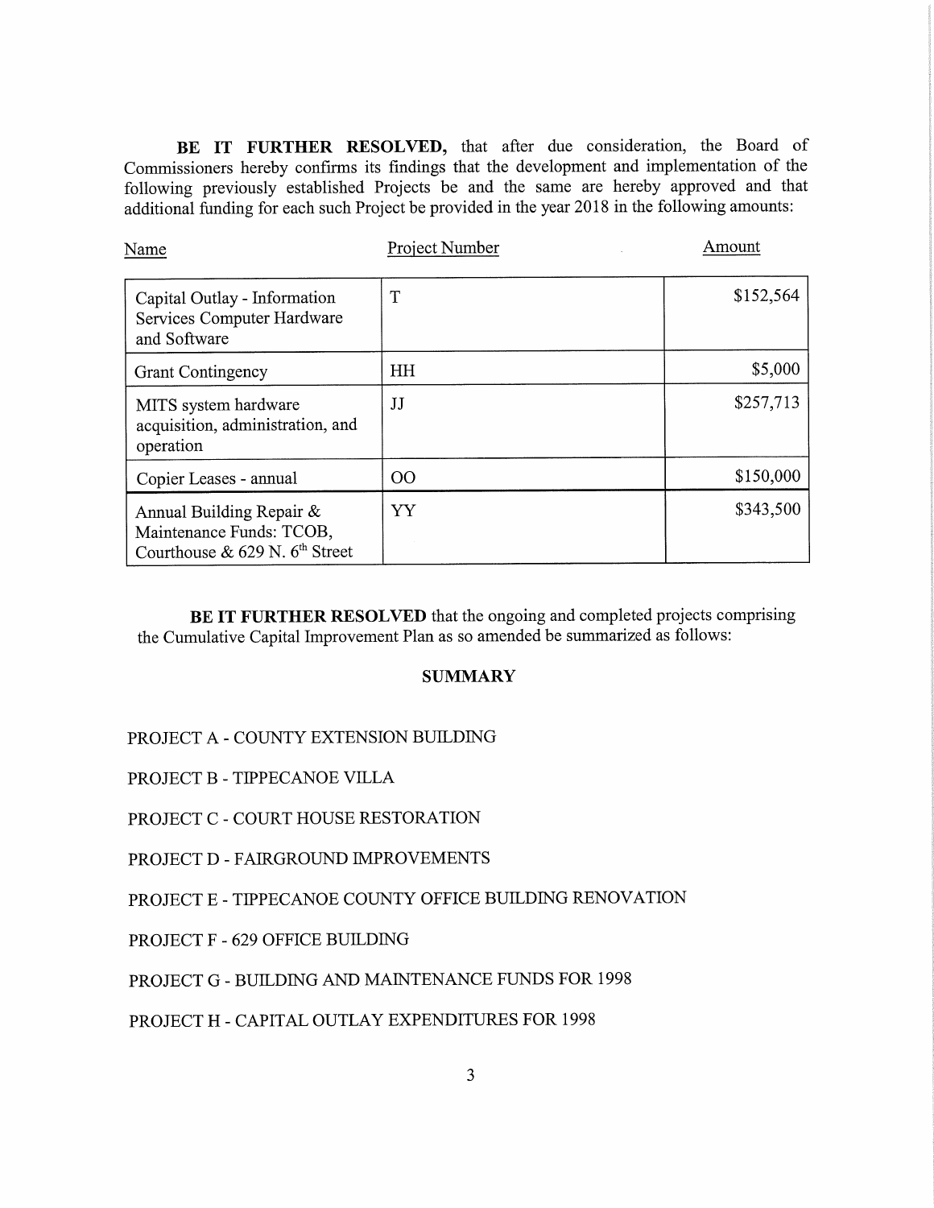**BE IT FURTHER RESOLVED,** that after due consideration, the Board of Commissioners hereby confirms its findings that the development and implementation of the following previously established Projects be and the same are hereby approved and that additional funding for each such Project be provided in the year 2018 in the following amounts:

| Name | Project Number | Amount |
|---|---|---|
| Capital Outlay - Information Services Computer Hardware and Software | T | $152,564 |
| Grant Contingency | HH | $5,000 |
| MITS system hardware acquisition, administration, and operation | JJ | $257,713 |
| Copier Leases - annual | OO | $150,000 |
| Annual Building Repair & Maintenance Funds: TCOB, Courthouse & 629 N. 6th Street | YY | $343,500 |

**BE IT FURTHER RESOLVED** that the ongoing and completed projects comprising the Cumulative Capital Improvement Plan as so amended be summarized as follows:

**SUMMARY**

PROJECT A - COUNTY EXTENSION BUILDING

PROJECT B - TIPPECANOE VILLA

PROJECT C - COURT HOUSE RESTORATION

PROJECT D - FAIRGROUND IMPROVEMENTS

PROJECT E - TIPPECANOE COUNTY OFFICE BUILDING RENOVATION

PROJECT F - 629 OFFICE BUILDING

PROJECT G - BUILDING AND MAINTENANCE FUNDS FOR 1998

PROJECT H - CAPITAL OUTLAY EXPENDITURES FOR 1998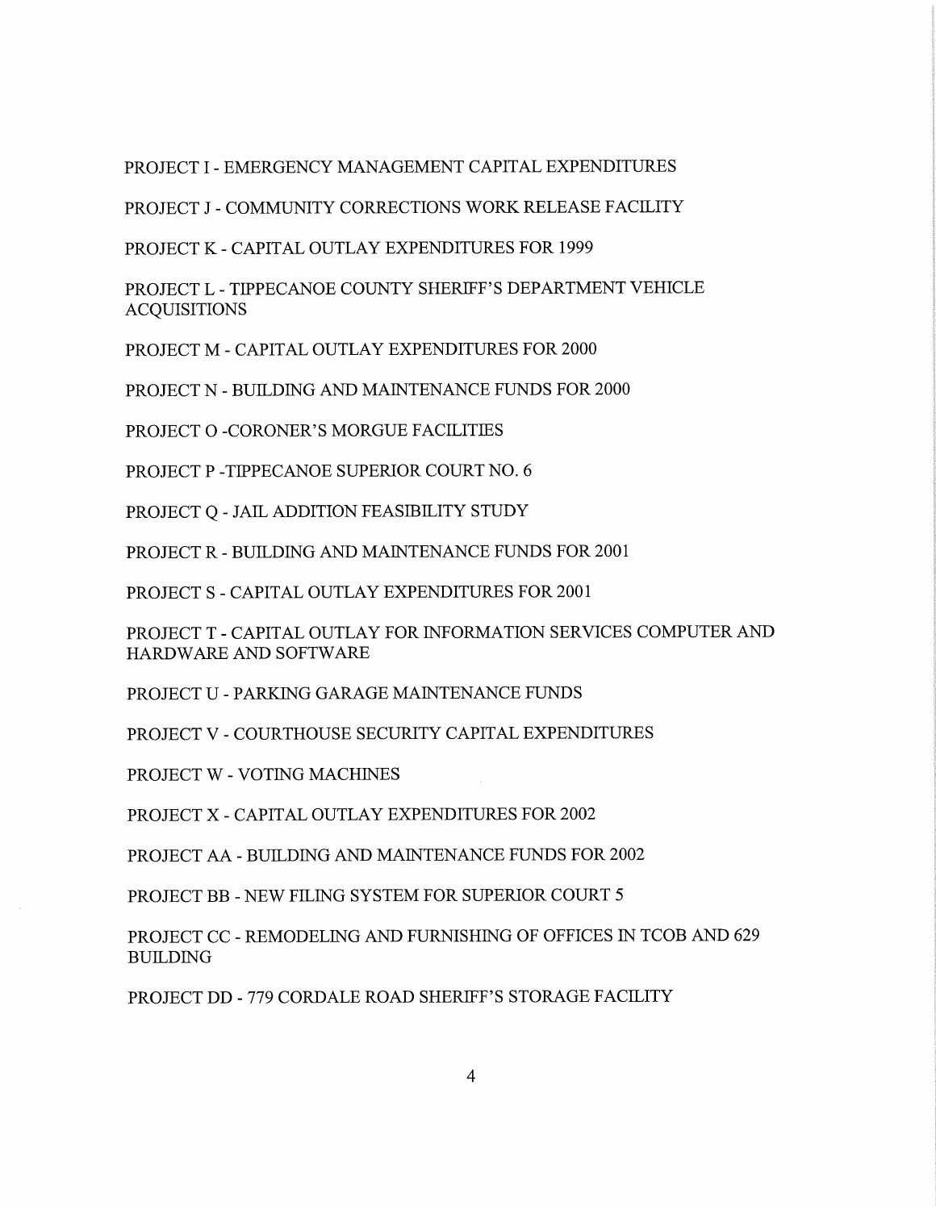PROJECT I - EMERGENCY MANAGEMENT CAPITAL EXPENDITURES

PROJECT J - COMMUNITY CORRECTIONS WORK RELEASE FACILITY

PROJECT K - CAPITAL OUTLAY EXPENDITURES FOR 1999

PROJECT L - TIPPECANOE COUNTY SHERIFF'S DEPARTMENT VEHICLE ACQUISITIONS

PROJECT M - CAPITAL OUTLAY EXPENDITURES FOR 2000

PROJECT N - BUILDING AND MAINTENANCE FUNDS FOR 2000

PROJECT O -CORONER'S MORGUE FACILITIES

PROJECT P -TIPPECANOE SUPERIOR COURT NO. 6

PROJECT Q - JAIL ADDITION FEASIBILITY STUDY

PROJECT R - BUILDING AND MAINTENANCE FUNDS FOR 2001

PROJECT S - CAPITAL OUTLAY EXPENDITURES FOR 2001

PROJECT T - CAPITAL OUTLAY FOR INFORMATION SERVICES COMPUTER AND HARDWARE AND SOFTWARE

PROJECT U - PARKING GARAGE MAINTENANCE FUNDS

PROJECT V - COURTHOUSE SECURITY CAPITAL EXPENDITURES

PROJECT W - VOTING MACHINES

PROJECT X - CAPITAL OUTLAY EXPENDITURES FOR 2002

PROJECT AA - BUILDING AND MAINTENANCE FUNDS FOR 2002

PROJECT BB - NEW FILING SYSTEM FOR SUPERIOR COURT 5

PROJECT CC - REMODELING AND FURNISHING OF OFFICES IN TCOB AND 629 BUILDING

PROJECT DD - 779 CORDALE ROAD SHERIFF'S STORAGE FACILITY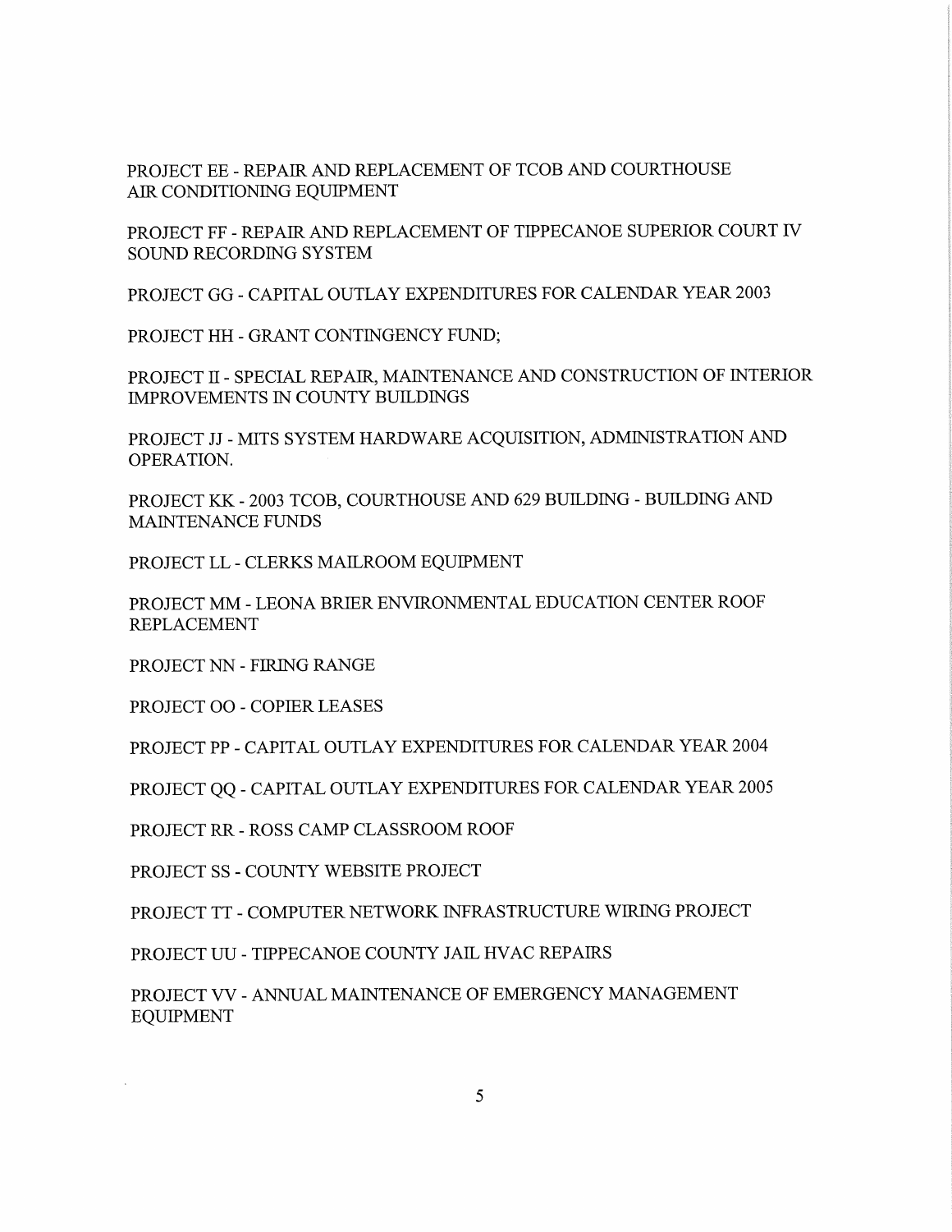PROJECT EE - REPAIR AND REPLACEMENT OF TCOB AND COURTHOUSE AIR CONDITIONING EQUIPMENT

PROJECT FF - REPAIR AND REPLACEMENT OF TIPPECANOE SUPERIOR COURT IV SOUND RECORDING SYSTEM

PROJECT GG - CAPITAL OUTLAY EXPENDITURES FOR CALENDAR YEAR 2003

PROJECT HH - GRANT CONTINGENCY FUND;

PROJECT II - SPECIAL REPAIR, MAINTENANCE AND CONSTRUCTION OF INTERIOR IMPROVEMENTS IN COUNTY BUILDINGS

PROJECT JJ - MITS SYSTEM HARDWARE ACQUISITION, ADMINISTRATION AND OPERATION.

PROJECT KK - 2003 TCOB, COURTHOUSE AND 629 BUILDING - BUILDING AND MAINTENANCE FUNDS

PROJECT LL - CLERKS MAILROOM EQUIPMENT

PROJECT MM - LEONA BRIER ENVIRONMENTAL EDUCATION CENTER ROOF REPLACEMENT

PROJECT NN - FIRING RANGE

PROJECT OO - COPIER LEASES

PROJECT PP - CAPITAL OUTLAY EXPENDITURES FOR CALENDAR YEAR 2004

PROJECT QQ - CAPITAL OUTLAY EXPENDITURES FOR CALENDAR YEAR 2005

PROJECT RR - ROSS CAMP CLASSROOM ROOF

PROJECT SS - COUNTY WEBSITE PROJECT

PROJECT TT - COMPUTER NETWORK INFRASTRUCTURE WIRING PROJECT

PROJECT UU - TIPPECANOE COUNTY JAIL HVAC REPAIRS

PROJECT VV - ANNUAL MAINTENANCE OF EMERGENCY MANAGEMENT EQUIPMENT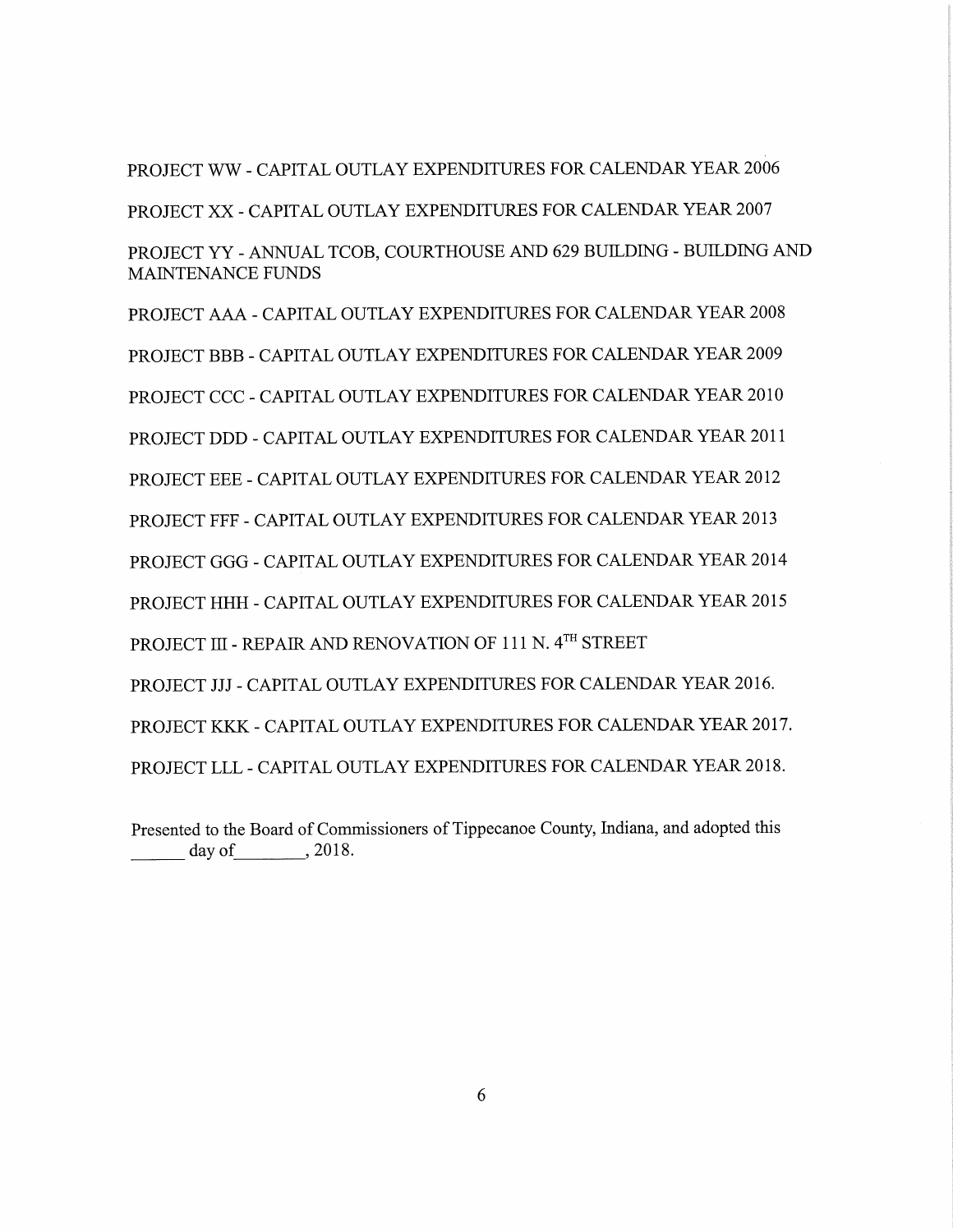PROJECT WW - CAPITAL OUTLAY EXPENDITURES FOR CALENDAR YEAR 2006

PROJECT XX - CAPITAL OUTLAY EXPENDITURES FOR CALENDAR YEAR 2007

PROJECT YY - ANNUAL TCOB, COURTHOUSE AND 629 BUILDING - BUILDING AND MAINTENANCE FUNDS

PROJECT AAA - CAPITAL OUTLAY EXPENDITURES FOR CALENDAR YEAR 2008

PROJECT BBB - CAPITAL OUTLAY EXPENDITURES FOR CALENDAR YEAR 2009

PROJECT CCC - CAPITAL OUTLAY EXPENDITURES FOR CALENDAR YEAR 2010

PROJECT DDD - CAPITAL OUTLAY EXPENDITURES FOR CALENDAR YEAR 2011

PROJECT EEE - CAPITAL OUTLAY EXPENDITURES FOR CALENDAR YEAR 2012

PROJECT FFF - CAPITAL OUTLAY EXPENDITURES FOR CALENDAR YEAR 2013

PROJECT GGG - CAPITAL OUTLAY EXPENDITURES FOR CALENDAR YEAR 2014

PROJECT HHH - CAPITAL OUTLAY EXPENDITURES FOR CALENDAR YEAR 2015

PROJECT III - REPAIR AND RENOVATION OF 111 N. 4TH STREET

PROJECT JJJ - CAPITAL OUTLAY EXPENDITURES FOR CALENDAR YEAR 2016.

PROJECT KKK - CAPITAL OUTLAY EXPENDITURES FOR CALENDAR YEAR 2017.

PROJECT LLL - CAPITAL OUTLAY EXPENDITURES FOR CALENDAR YEAR 2018.

Presented to the Board of Commissioners of Tippecanoe County, Indiana, and adopted this ______ day of________, 2018.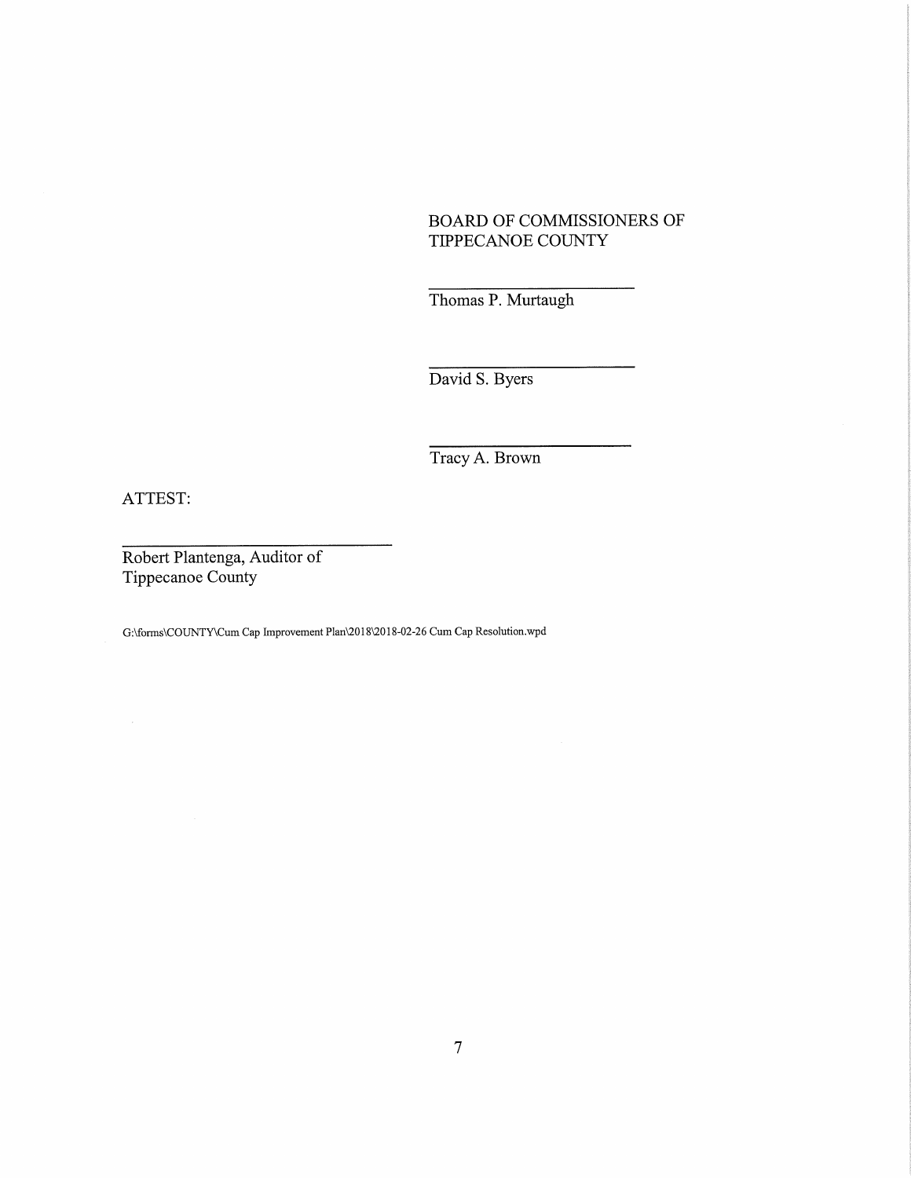BOARD OF COMMISSIONERS OF
TIPPECANOE COUNTY

\_\_\_\_\_\_\_\_\_\_\_\_\_\_\_\_\_\_\_\_\_\_\_\_\_\_
Thomas P. Murtaugh

\_\_\_\_\_\_\_\_\_\_\_\_\_\_\_\_\_\_\_\_\_\_\_\_\_\_
David S. Byers

\_\_\_\_\_\_\_\_\_\_\_\_\_\_\_\_\_\_\_\_\_\_\_\_\_\_
Tracy A. Brown

ATTEST:

\_\_\_\_\_\_\_\_\_\_\_\_\_\_\_\_\_\_\_\_\_\_\_\_\_\_\_\_\_\_\_\_\_\_
Robert Plantenga, Auditor of
Tippecanoe County

G:\forms\COUNTY\Cum Cap Improvement Plan\2018\2018-02-26 Cum Cap Resolution.wpd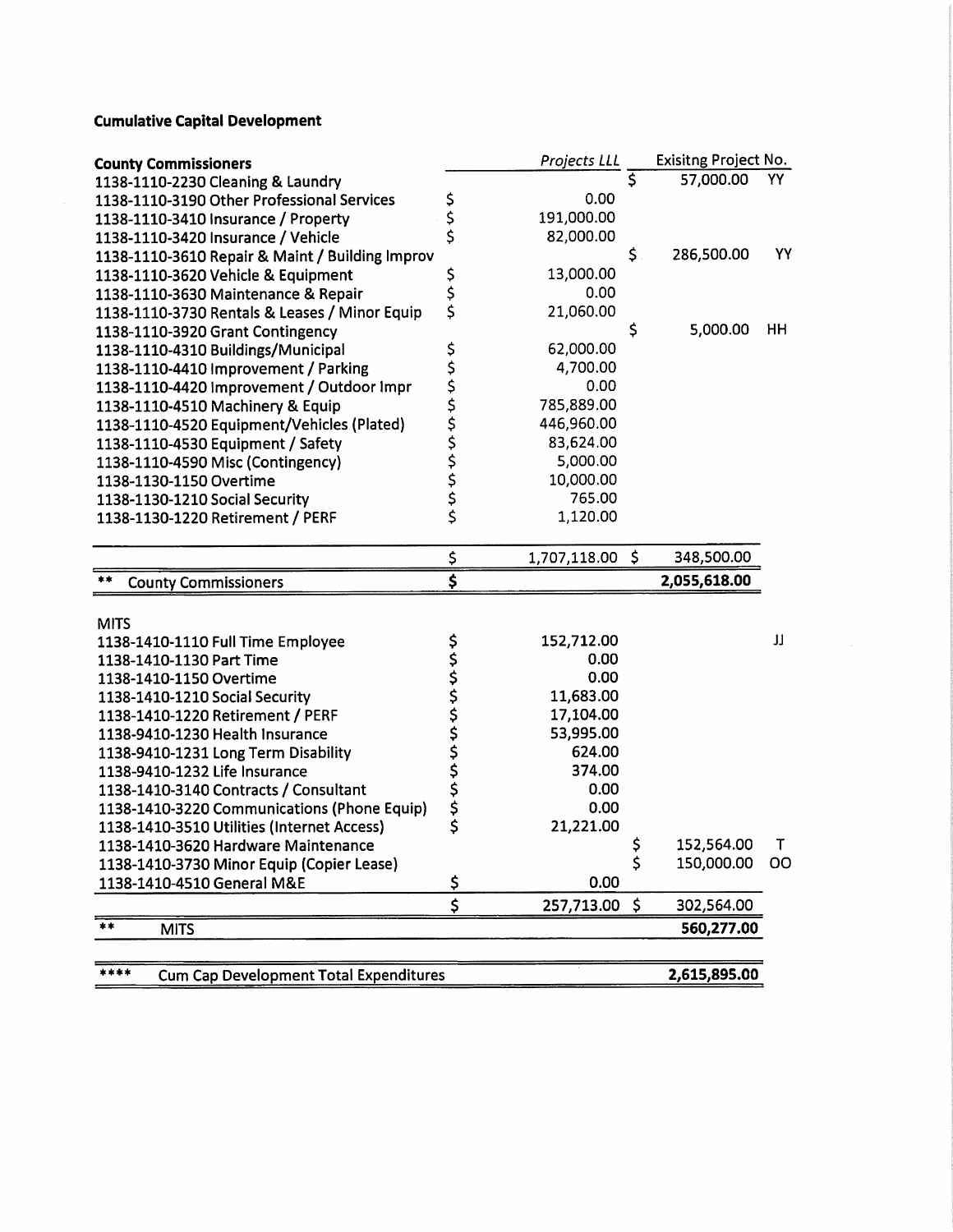**Cumulative Capital Development**

| County Commissioners | | *Projects LLL* | | Exisitng Project No. | |
|---|---|---|---|---|---|
| 1138-1110-2230 Cleaning & Laundry | | | $ | 57,000.00 | YY |
| 1138-1110-3190 Other Professional Services | $ | 0.00 | | | |
| 1138-1110-3410 Insurance / Property | $ | 191,000.00 | | | |
| 1138-1110-3420 Insurance / Vehicle | $ | 82,000.00 | | | |
| 1138-1110-3610 Repair & Maint / Building Improv | | | $ | 286,500.00 | YY |
| 1138-1110-3620 Vehicle & Equipment | $ | 13,000.00 | | | |
| 1138-1110-3630 Maintenance & Repair | $ | 0.00 | | | |
| 1138-1110-3730 Rentals & Leases / Minor Equip | $ | 21,060.00 | | | |
| 1138-1110-3920 Grant Contingency | | | $ | 5,000.00 | HH |
| 1138-1110-4310 Buildings/Municipal | $ | 62,000.00 | | | |
| 1138-1110-4410 Improvement / Parking | $ | 4,700.00 | | | |
| 1138-1110-4420 Improvement / Outdoor Impr | $ | 0.00 | | | |
| 1138-1110-4510 Machinery & Equip | $ | 785,889.00 | | | |
| 1138-1110-4520 Equipment/Vehicles (Plated) | $ | 446,960.00 | | | |
| 1138-1110-4530 Equipment / Safety | $ | 83,624.00 | | | |
| 1138-1110-4590 Misc (Contingency) | $ | 5,000.00 | | | |
| 1138-1130-1150 Overtime | $ | 10,000.00 | | | |
| 1138-1130-1210 Social Security | $ | 765.00 | | | |
| 1138-1130-1220 Retirement / PERF | $ | 1,120.00 | | | |
| | $ | 1,707,118.00 | $ | 348,500.00 | |
| ** County Commissioners | $ | | | **2,055,618.00** | |
| | | | | | |
| MITS | | | | | |
| 1138-1410-1110 Full Time Employee | $ | 152,712.00 | | | JJ |
| 1138-1410-1130 Part Time | $ | 0.00 | | | |
| 1138-1410-1150 Overtime | $ | 0.00 | | | |
| 1138-1410-1210 Social Security | $ | 11,683.00 | | | |
| 1138-1410-1220 Retirement / PERF | $ | 17,104.00 | | | |
| 1138-9410-1230 Health Insurance | $ | 53,995.00 | | | |
| 1138-9410-1231 Long Term Disability | $ | 624.00 | | | |
| 1138-9410-1232 Life Insurance | $ | 374.00 | | | |
| 1138-1410-3140 Contracts / Consultant | $ | 0.00 | | | |
| 1138-1410-3220 Communications (Phone Equip) | $ | 0.00 | | | |
| 1138-1410-3510 Utilities (Internet Access) | $ | 21,221.00 | | | |
| 1138-1410-3620 Hardware Maintenance | | | $ | 152,564.00 | T |
| 1138-1410-3730 Minor Equip (Copier Lease) | | | $ | 150,000.00 | OO |
| 1138-1410-4510 General M&E | $ | 0.00 | | | |
| | $ | 257,713.00 | $ | 302,564.00 | |
| ** MITS | | | | **560,277.00** | |
| | | | | | |
| **** Cum Cap Development Total Expenditures | | | | **2,615,895.00** | |